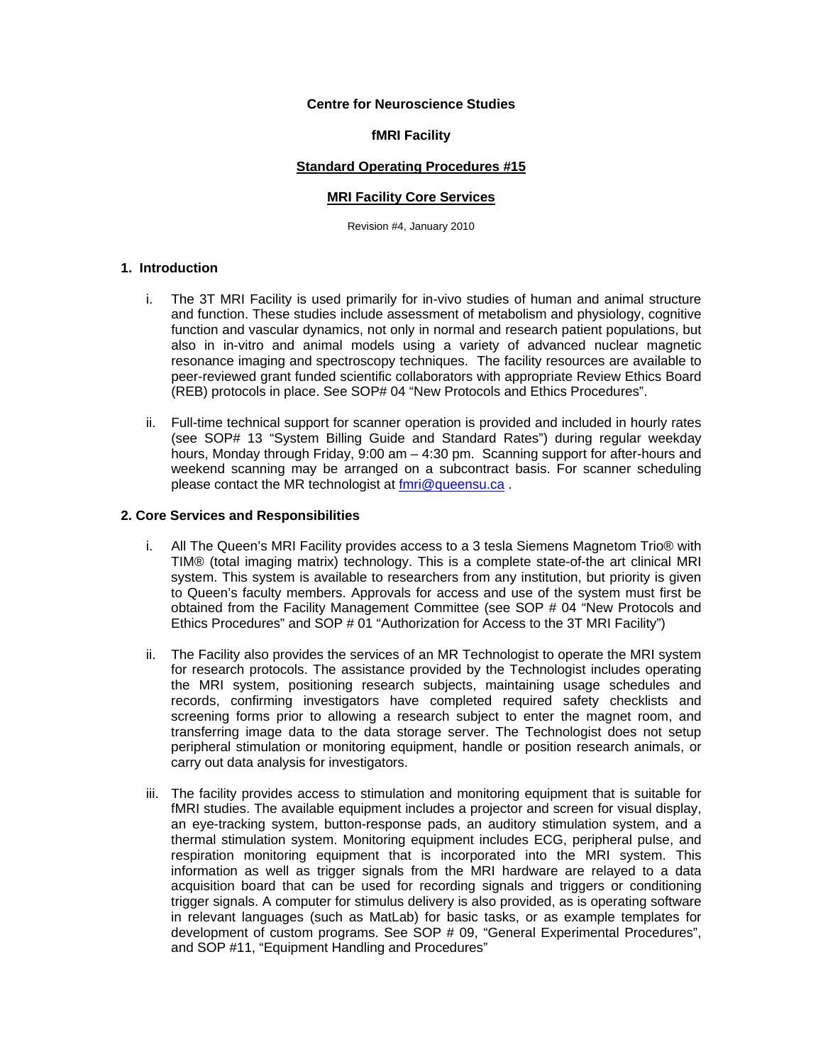**Centre for Neuroscience Studies**

**fMRI Facility**

**Standard Operating Procedures #15**

**MRI Facility Core Services**

Revision #4, January 2010

## 1. Introduction

i. The 3T MRI Facility is used primarily for in-vivo studies of human and animal structure and function. These studies include assessment of metabolism and physiology, cognitive function and vascular dynamics, not only in normal and research patient populations, but also in in-vitro and animal models using a variety of advanced nuclear magnetic resonance imaging and spectroscopy techniques. The facility resources are available to peer-reviewed grant funded scientific collaborators with appropriate Review Ethics Board (REB) protocols in place. See SOP# 04 "New Protocols and Ethics Procedures".

ii. Full-time technical support for scanner operation is provided and included in hourly rates (see SOP# 13 "System Billing Guide and Standard Rates") during regular weekday hours, Monday through Friday, 9:00 am – 4:30 pm. Scanning support for after-hours and weekend scanning may be arranged on a subcontract basis. For scanner scheduling please contact the MR technologist at [fmri@queensu.ca](mailto:fmri@queensu.ca) .

## 2. Core Services and Responsibilities

i. All The Queen's MRI Facility provides access to a 3 tesla Siemens Magnetom Trio® with TIM® (total imaging matrix) technology. This is a complete state-of-the art clinical MRI system. This system is available to researchers from any institution, but priority is given to Queen's faculty members. Approvals for access and use of the system must first be obtained from the Facility Management Committee (see SOP # 04 "New Protocols and Ethics Procedures" and SOP # 01 "Authorization for Access to the 3T MRI Facility")

ii. The Facility also provides the services of an MR Technologist to operate the MRI system for research protocols. The assistance provided by the Technologist includes operating the MRI system, positioning research subjects, maintaining usage schedules and records, confirming investigators have completed required safety checklists and screening forms prior to allowing a research subject to enter the magnet room, and transferring image data to the data storage server. The Technologist does not setup peripheral stimulation or monitoring equipment, handle or position research animals, or carry out data analysis for investigators.

iii. The facility provides access to stimulation and monitoring equipment that is suitable for fMRI studies. The available equipment includes a projector and screen for visual display, an eye-tracking system, button-response pads, an auditory stimulation system, and a thermal stimulation system. Monitoring equipment includes ECG, peripheral pulse, and respiration monitoring equipment that is incorporated into the MRI system. This information as well as trigger signals from the MRI hardware are relayed to a data acquisition board that can be used for recording signals and triggers or conditioning trigger signals. A computer for stimulus delivery is also provided, as is operating software in relevant languages (such as MatLab) for basic tasks, or as example templates for development of custom programs. See SOP # 09, "General Experimental Procedures", and SOP #11, "Equipment Handling and Procedures"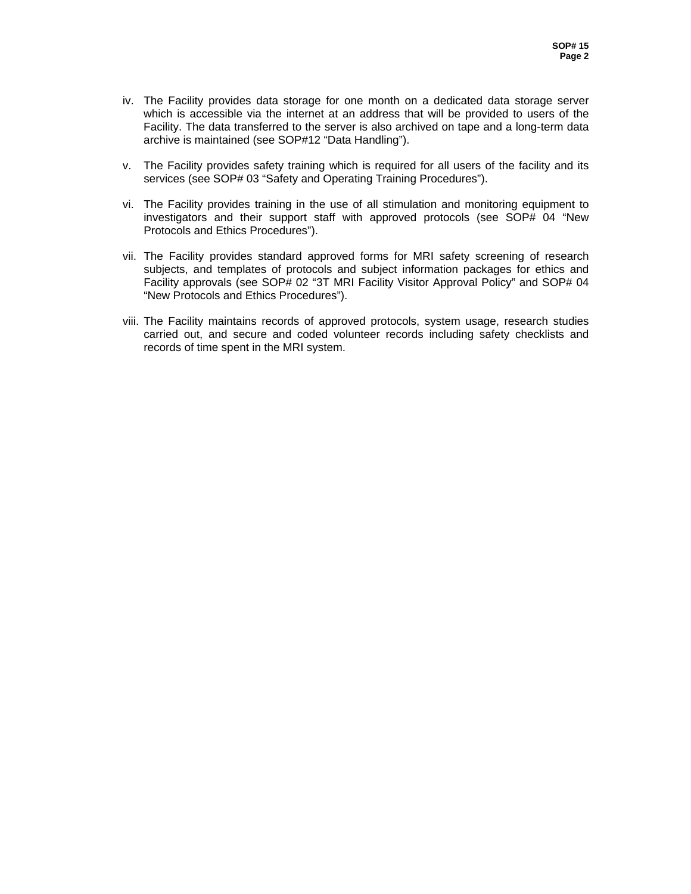iv. The Facility provides data storage for one month on a dedicated data storage server which is accessible via the internet at an address that will be provided to users of the Facility. The data transferred to the server is also archived on tape and a long-term data archive is maintained (see SOP#12 “Data Handling”).

v. The Facility provides safety training which is required for all users of the facility and its services (see SOP# 03 “Safety and Operating Training Procedures”).

vi. The Facility provides training in the use of all stimulation and monitoring equipment to investigators and their support staff with approved protocols (see SOP# 04 “New Protocols and Ethics Procedures”).

vii. The Facility provides standard approved forms for MRI safety screening of research subjects, and templates of protocols and subject information packages for ethics and Facility approvals (see SOP# 02 “3T MRI Facility Visitor Approval Policy” and SOP# 04 “New Protocols and Ethics Procedures”).

viii. The Facility maintains records of approved protocols, system usage, research studies carried out, and secure and coded volunteer records including safety checklists and records of time spent in the MRI system.